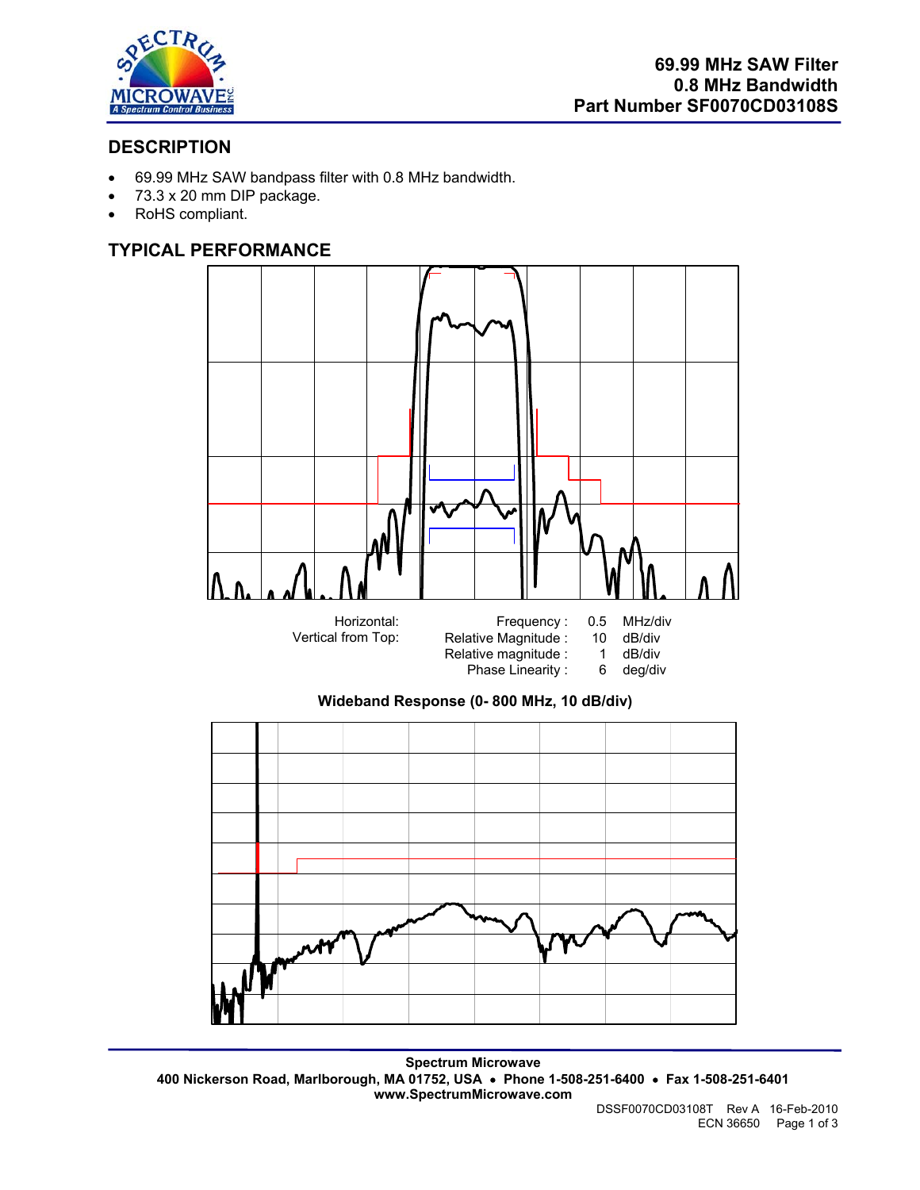**69.99 MHz SAW Filter**
**0.8 MHz Bandwidth**
**Part Number SF0070CD03108S**

## DESCRIPTION

- 69.99 MHz SAW bandpass filter with 0.8 MHz bandwidth.
- 73.3 x 20 mm DIP package.
- RoHS compliant.

## TYPICAL PERFORMANCE

| Horizontal: | Frequency : | 0.5 | MHz/div |
|---|---|---|---|
| Vertical from Top: | Relative Magnitude : | 10 | dB/div |
| | Relative magnitude : | 1 | dB/div |
| | Phase Linearity : | 6 | deg/div |

**Wideband Response (0- 800 MHz, 10 dB/div)**

**Spectrum Microwave**
**400 Nickerson Road, Marlborough, MA 01752, USA • Phone 1-508-251-6400 • Fax 1-508-251-6401**
**www.SpectrumMicrowave.com**

DSSF0070CD03108T Rev A 16-Feb-2010
ECN 36650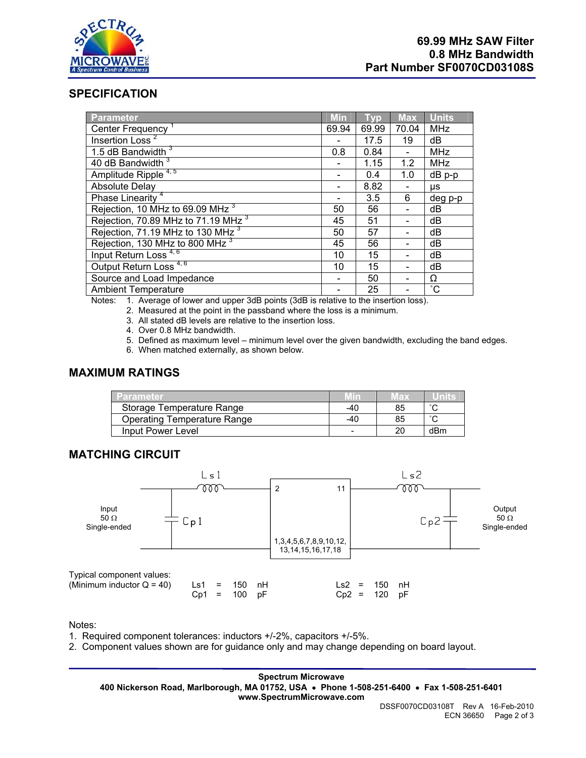**69.99 MHz SAW Filter**
**0.8 MHz Bandwidth**
**Part Number SF0070CD03108S**

## SPECIFICATION

| Parameter | Min | Typ | Max | Units |
|---|---|---|---|---|
| Center Frequency [1] | 69.94 | 69.99 | 70.04 | MHz |
| Insertion Loss [2] | - | 17.5 | 19 | dB |
| 1.5 dB Bandwidth [3] | 0.8 | 0.84 | - | MHz |
| 40 dB Bandwidth [3] | - | 1.15 | 1.2 | MHz |
| Amplitude Ripple [4, 5] | - | 0.4 | 1.0 | dB p-p |
| Absolute Delay | - | 8.82 | - | µs |
| Phase Linearity [4] | - | 3.5 | 6 | deg p-p |
| Rejection, 10 MHz to 69.09 MHz [3] | 50 | 56 | - | dB |
| Rejection, 70.89 MHz to 71.19 MHz [3] | 45 | 51 | - | dB |
| Rejection, 71.19 MHz to 130 MHz [3] | 50 | 57 | - | dB |
| Rejection, 130 MHz to 800 MHz [3] | 45 | 56 | - | dB |
| Input Return Loss [4, 6] | 10 | 15 | - | dB |
| Output Return Loss [4, 6] | 10 | 15 | - | dB |
| Source and Load Impedance | - | 50 | - | Ω |
| Ambient Temperature | - | 25 | - | ˚C |

Notes:
1. Average of lower and upper 3dB points (3dB is relative to the insertion loss).
2. Measured at the point in the passband where the loss is a minimum.
3. All stated dB levels are relative to the insertion loss.
4. Over 0.8 MHz bandwidth.
5. Defined as maximum level – minimum level over the given bandwidth, excluding the band edges.
6. When matched externally, as shown below.

## MAXIMUM RATINGS

| Parameter | Min | Max | Units |
|---|---|---|---|
| Storage Temperature Range | -40 | 85 | ˚C |
| Operating Temperature Range | -40 | 85 | ˚C |
| Input Power Level | - | 20 | dBm |

## MATCHING CIRCUIT

Input 50 Ω Single-ended — Ls1, Cp1 — pin 2 | pin 11 — Ls2, Cp2 — Output 50 Ω Single-ended

Ground pins: 1,3,4,5,6,7,8,9,10,12, 13,14,15,16,17,18

Typical component values:
(Minimum inductor Q = 40)

| | | |
|---|---|---|
| Ls1 = 150 nH | | Ls2 = 150 nH |
| Cp1 = 100 pF | | Cp2 = 120 pF |

Notes:
1. Required component tolerances: inductors +/-2%, capacitors +/-5%.
2. Component values shown are for guidance only and may change depending on board layout.

**Spectrum Microwave**
**400 Nickerson Road, Marlborough, MA 01752, USA • Phone 1-508-251-6400 • Fax 1-508-251-6401**
**www.SpectrumMicrowave.com**

DSSF0070CD03108T Rev A 16-Feb-2010
ECN 36650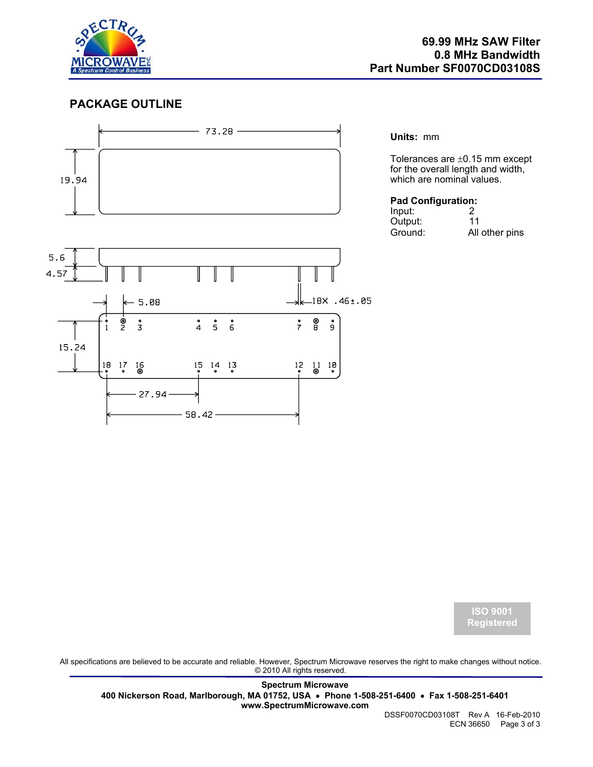# 69.99 MHz SAW Filter
# 0.8 MHz Bandwidth
# Part Number SF0070CD03108S

## PACKAGE OUTLINE

73.28

19.94

5.6

4.57

5.08

18X .46±.05

1 2 3 4 5 6 7 8 9

15.24

18 17 16 15 14 13 12 11 10

27.94

58.42

**Units:** mm

Tolerances are ±0.15 mm except for the overall length and width, which are nominal values.

**Pad Configuration:**

| | |
|---|---|
| Input: | 2 |
| Output: | 11 |
| Ground: | All other pins |

ISO 9001 Registered

All specifications are believed to be accurate and reliable. However, Spectrum Microwave reserves the right to make changes without notice.
© 2010 All rights reserved.

**Spectrum Microwave**
**400 Nickerson Road, Marlborough, MA 01752, USA • Phone 1-508-251-6400 • Fax 1-508-251-6401**
**www.SpectrumMicrowave.com**

DSSF0070CD03108T Rev A 16-Feb-2010
ECN 36650